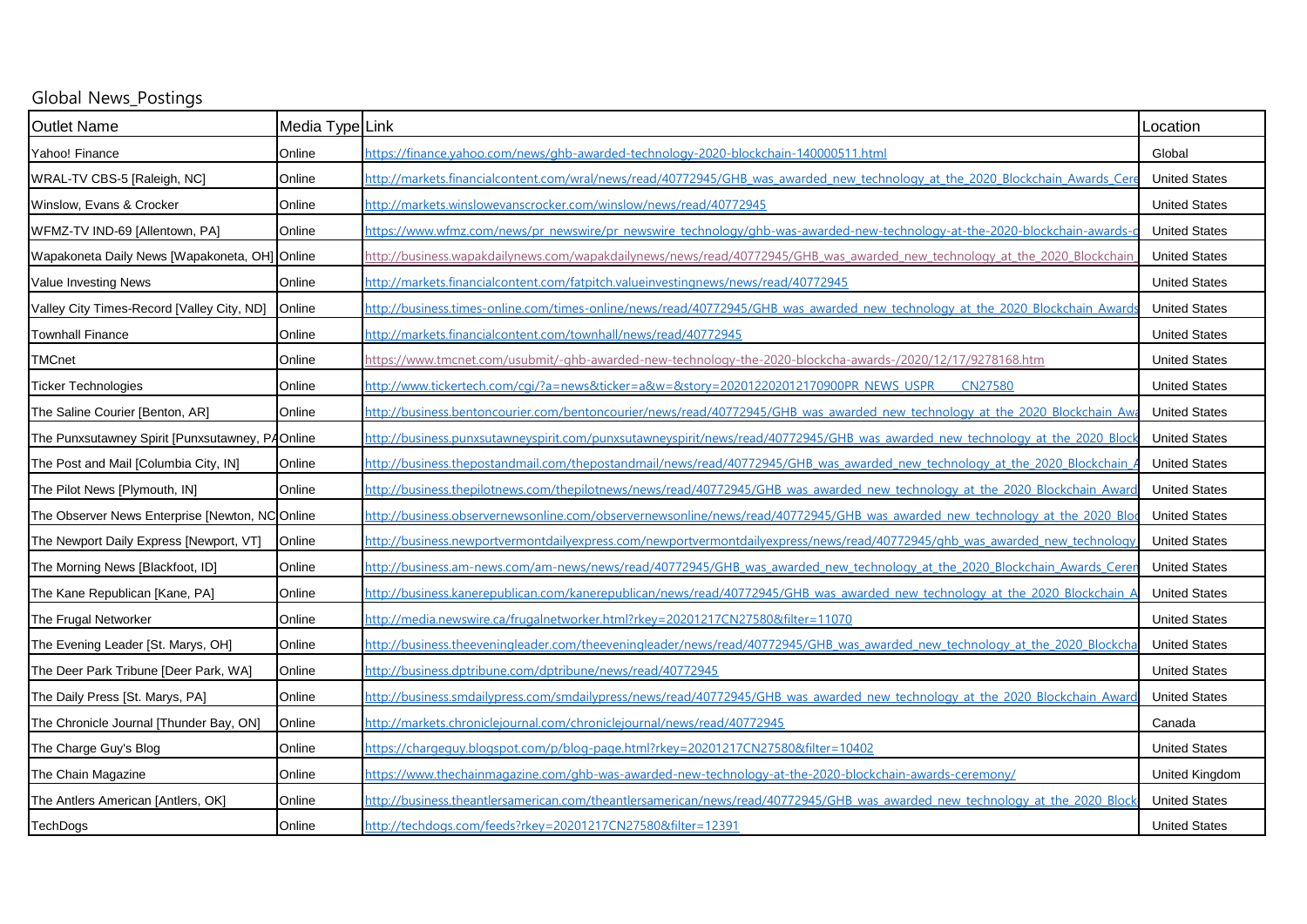Global News_Postings

| Outlet Name | Media Type | Link | Location |
| --- | --- | --- | --- |
| Yahoo! Finance | Online | https://finance.yahoo.com/news/ghb-awarded-technology-2020-blockchain-140000511.html | Global |
| WRAL-TV CBS-5 [Raleigh, NC] | Online | http://markets.financialcontent.com/wral/news/read/40772945/GHB_was_awarded_new_technology_at_the_2020_Blockchain_Awards_Cere | United States |
| Winslow, Evans & Crocker | Online | http://markets.winslowevanscrocker.com/winslow/news/read/40772945 | United States |
| WFMZ-TV IND-69 [Allentown, PA] | Online | https://www.wfmz.com/news/pr_newswire/pr_newswire_technology/ghb-was-awarded-new-technology-at-the-2020-blockchain-awards-c | United States |
| Wapakoneta Daily News [Wapakoneta, OH] | Online | http://business.wapakdailynews.com/wapakdailynews/news/read/40772945/GHB_was_awarded_new_technology_at_the_2020_Blockchain | United States |
| Value Investing News | Online | http://markets.financialcontent.com/fatpitch.valueinvestingnews/news/read/40772945 | United States |
| Valley City Times-Record [Valley City, ND] | Online | http://business.times-online.com/times-online/news/read/40772945/GHB_was_awarded_new_technology_at_the_2020_Blockchain_Awards | United States |
| Townhall Finance | Online | http://markets.financialcontent.com/townhall/news/read/40772945 | United States |
| TMCnet | Online | https://www.tmcnet.com/usubmit/-ghb-awarded-new-technology-the-2020-blockcha-awards-/2020/12/17/9278168.htm | United States |
| Ticker Technologies | Online | http://www.tickertech.com/cgi/?a=news&ticker=a&w=&story=202012202012170900PR_NEWS_USPR_____CN27580 | United States |
| The Saline Courier [Benton, AR] | Online | http://business.bentoncourier.com/bentoncourier/news/read/40772945/GHB_was_awarded_new_technology_at_the_2020_Blockchain_Awa | United States |
| The Punxsutawney Spirit [Punxsutawney, PA | Online | http://business.punxsutawneyspirit.com/punxsutawneyspirit/news/read/40772945/GHB_was_awarded_new_technology_at_the_2020_Block | United States |
| The Post and Mail [Columbia City, IN] | Online | http://business.thepostandmail.com/thepostandmail/news/read/40772945/GHB_was_awarded_new_technology_at_the_2020_Blockchain_A | United States |
| The Pilot News [Plymouth, IN] | Online | http://business.thepilotnews.com/thepilotnews/news/read/40772945/GHB_was_awarded_new_technology_at_the_2020_Blockchain_Award | United States |
| The Observer News Enterprise [Newton, NC | Online | http://business.observernewsonline.com/observernewsonline/news/read/40772945/GHB_was_awarded_new_technology_at_the_2020_Bloc | United States |
| The Newport Daily Express [Newport, VT] | Online | http://business.newportvermontdailyexpress.com/newportvermontdailyexpress/news/read/40772945/ghb_was_awarded_new_technology | United States |
| The Morning News [Blackfoot, ID] | Online | http://business.am-news.com/am-news/news/read/40772945/GHB_was_awarded_new_technology_at_the_2020_Blockchain_Awards_Ceren | United States |
| The Kane Republican [Kane, PA] | Online | http://business.kanerepublican.com/kanerepublican/news/read/40772945/GHB_was_awarded_new_technology_at_the_2020_Blockchain_A | United States |
| The Frugal Networker | Online | http://media.newswire.ca/frugalnetworker.html?rkey=20201217CN27580&filter=11070 | United States |
| The Evening Leader [St. Marys, OH] | Online | http://business.theeveningleader.com/theeveningleader/news/read/40772945/GHB_was_awarded_new_technology_at_the_2020_Blockcha | United States |
| The Deer Park Tribune [Deer Park, WA] | Online | http://business.dptribune.com/dptribune/news/read/40772945 | United States |
| The Daily Press [St. Marys, PA] | Online | http://business.smdailypress.com/smdailypress/news/read/40772945/GHB_was_awarded_new_technology_at_the_2020_Blockchain_Award | United States |
| The Chronicle Journal [Thunder Bay, ON] | Online | http://markets.chroniclejournal.com/chroniclejournal/news/read/40772945 | Canada |
| The Charge Guy's Blog | Online | https://chargeguy.blogspot.com/p/blog-page.html?rkey=20201217CN27580&filter=10402 | United States |
| The Chain Magazine | Online | https://www.thechainmagazine.com/ghb-was-awarded-new-technology-at-the-2020-blockchain-awards-ceremony/ | United Kingdom |
| The Antlers American [Antlers, OK] | Online | http://business.theantlersamerican.com/theantlersamerican/news/read/40772945/GHB_was_awarded_new_technology_at_the_2020_Block | United States |
| TechDogs | Online | http://techdogs.com/feeds?rkey=20201217CN27580&filter=12391 | United States |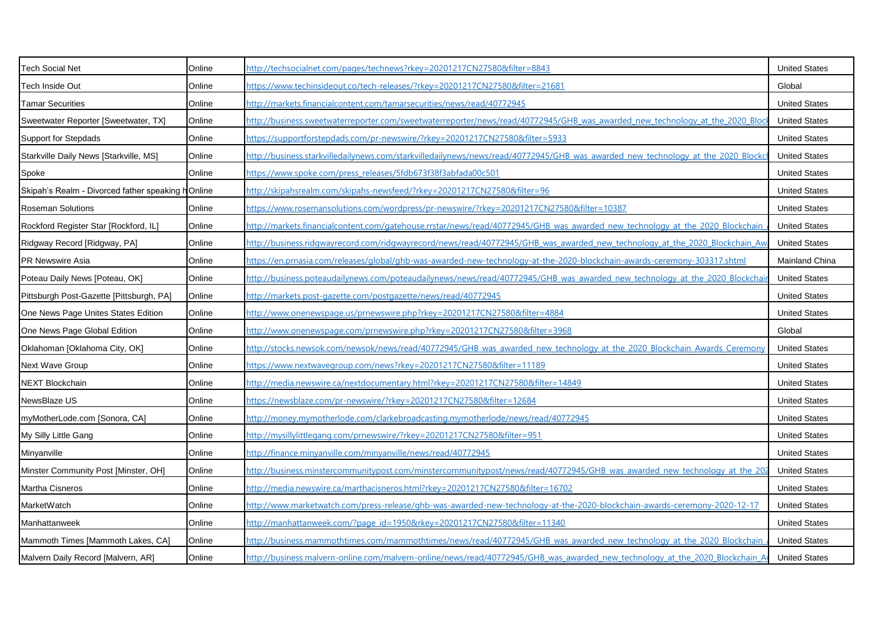| Tech Social Net | Online | http://techsocialnet.com/pages/technews?rkey=20201217CN27580&filter=8843 | United States |
|---|---|---|---|
| Tech Inside Out | Online | https://www.techinsideout.co/tech-releases/?rkey=20201217CN27580&filter=21681 | Global |
| Tamar Securities | Online | http://markets.financialcontent.com/tamarsecurities/news/read/40772945 | United States |
| Sweetwater Reporter [Sweetwater, TX] | Online | http://business.sweetwaterreporter.com/sweetwaterreporter/news/read/40772945/GHB_was_awarded_new_technology_at_the_2020_Block | United States |
| Support for Stepdads | Online | https://supportforstepdads.com/pr-newswire/?rkey=20201217CN27580&filter=5933 | United States |
| Starkville Daily News [Starkville, MS] | Online | http://business.starkvilledailynews.com/starkvilledailynews/news/read/40772945/GHB_was_awarded_new_technology_at_the_2020_Blockc | United States |
| Spoke | Online | https://www.spoke.com/press_releases/5fdb673f38f3abfada00c501 | United States |
| Skipah's Realm - Divorced father speaking h | Online | http://skipahsrealm.com/skipahs-newsfeed/?rkey=20201217CN27580&filter=96 | United States |
| Roseman Solutions | Online | https://www.rosemansolutions.com/wordpress/pr-newswire/?rkey=20201217CN27580&filter=10387 | United States |
| Rockford Register Star [Rockford, IL] | Online | http://markets.financialcontent.com/gatehouse.rrstar/news/read/40772945/GHB_was_awarded_new_technology_at_the_2020_Blockchain_ | United States |
| Ridgway Record [Ridgway, PA] | Online | http://business.ridgwayrecord.com/ridgwayrecord/news/read/40772945/GHB_was_awarded_new_technology_at_the_2020_Blockchain_Aw | United States |
| PR Newswire Asia | Online | https://en.prnasia.com/releases/global/ghb-was-awarded-new-technology-at-the-2020-blockchain-awards-ceremony-303317.shtml | Mainland China |
| Poteau Daily News [Poteau, OK] | Online | http://business.poteaudailynews.com/poteaudailynews/news/read/40772945/GHB_was_awarded_new_technology_at_the_2020_Blockchai | United States |
| Pittsburgh Post-Gazette [Pittsburgh, PA] | Online | http://markets.post-gazette.com/postgazette/news/read/40772945 | United States |
| One News Page Unites States Edition | Online | http://www.onenewspage.us/prnewswire.php?rkey=20201217CN27580&filter=4884 | United States |
| One News Page Global Edition | Online | http://www.onenewspage.com/prnewswire.php?rkey=20201217CN27580&filter=3968 | Global |
| Oklahoman [Oklahoma City, OK] | Online | http://stocks.newsok.com/newsok/news/read/40772945/GHB_was_awarded_new_technology_at_the_2020_Blockchain_Awards_Ceremony | United States |
| Next Wave Group | Online | https://www.nextwavegroup.com/news?rkey=20201217CN27580&filter=11189 | United States |
| NEXT Blockchain | Online | http://media.newswire.ca/nextdocumentary.html?rkey=20201217CN27580&filter=14849 | United States |
| NewsBlaze US | Online | https://newsblaze.com/pr-newswire/?rkey=20201217CN27580&filter=12684 | United States |
| myMotherLode.com [Sonora, CA] | Online | http://money.mymotherlode.com/clarkebroadcasting.mymotherlode/news/read/40772945 | United States |
| My Silly Little Gang | Online | http://mysillylittlegang.com/prnewswire/?rkey=20201217CN27580&filter=951 | United States |
| Minyanville | Online | http://finance.minyanville.com/minyanville/news/read/40772945 | United States |
| Minster Community Post [Minster, OH] | Online | http://business.minstercommunitypost.com/minstercommunitypost/news/read/40772945/GHB_was_awarded_new_technology_at_the_202 | United States |
| Martha Cisneros | Online | http://media.newswire.ca/marthacisneros.html?rkey=20201217CN27580&filter=16702 | United States |
| MarketWatch | Online | http://www.marketwatch.com/press-release/ghb-was-awarded-new-technology-at-the-2020-blockchain-awards-ceremony-2020-12-17 | United States |
| Manhattanweek | Online | http://manhattanweek.com/?page_id=1950&rkey=20201217CN27580&filter=11340 | United States |
| Mammoth Times [Mammoth Lakes, CA] | Online | http://business.mammothtimes.com/mammothtimes/news/read/40772945/GHB_was_awarded_new_technology_at_the_2020_Blockchain_ | United States |
| Malvern Daily Record [Malvern, AR] | Online | http://business.malvern-online.com/malvern-online/news/read/40772945/GHB_was_awarded_new_technology_at_the_2020_Blockchain_A | United States |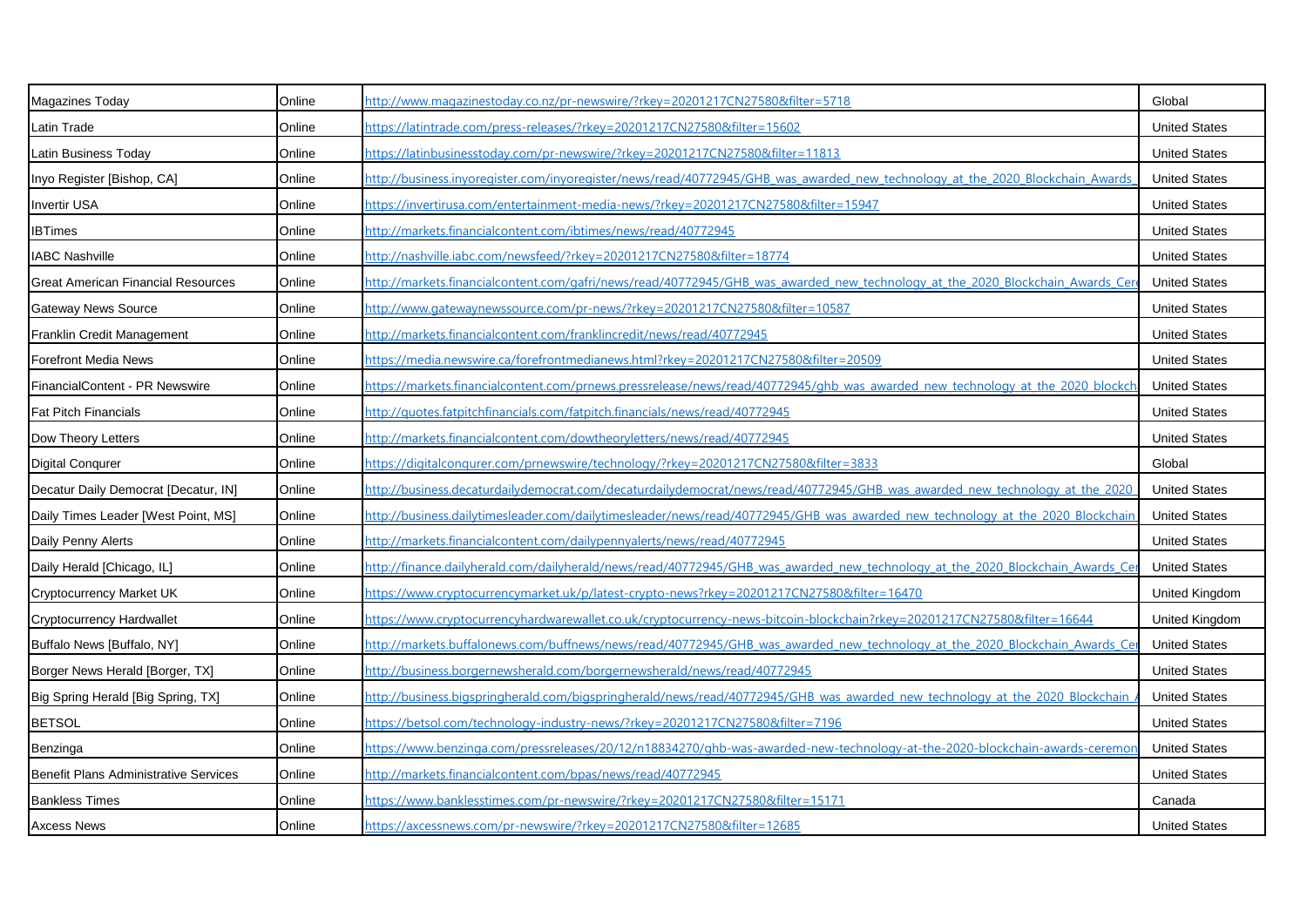| Magazines Today | Online | http://www.magazinestoday.co.nz/pr-newswire/?rkey=20201217CN27580&filter=5718 | Global |
|---|---|---|---|
| Latin Trade | Online | https://latintrade.com/press-releases/?rkey=20201217CN27580&filter=15602 | United States |
| Latin Business Today | Online | https://latinbusinesstoday.com/pr-newswire/?rkey=20201217CN27580&filter=11813 | United States |
| Inyo Register [Bishop, CA] | Online | http://business.inyoregister.com/inyoregister/news/read/40772945/GHB_was_awarded_new_technology_at_the_2020_Blockchain_Awards_ | United States |
| Invertir USA | Online | https://invertirusa.com/entertainment-media-news/?rkey=20201217CN27580&filter=15947 | United States |
| IBTimes | Online | http://markets.financialcontent.com/ibtimes/news/read/40772945 | United States |
| IABC Nashville | Online | http://nashville.iabc.com/newsfeed/?rkey=20201217CN27580&filter=18774 | United States |
| Great American Financial Resources | Online | http://markets.financialcontent.com/gafri/news/read/40772945/GHB_was_awarded_new_technology_at_the_2020_Blockchain_Awards_Cer | United States |
| Gateway News Source | Online | http://www.gatewaynewssource.com/pr-news/?rkey=20201217CN27580&filter=10587 | United States |
| Franklin Credit Management | Online | http://markets.financialcontent.com/franklincredit/news/read/40772945 | United States |
| Forefront Media News | Online | https://media.newswire.ca/forefrontmedianews.html?rkey=20201217CN27580&filter=20509 | United States |
| FinancialContent - PR Newswire | Online | https://markets.financialcontent.com/prnews.pressrelease/news/read/40772945/ghb_was_awarded_new_technology_at_the_2020_blockch | United States |
| Fat Pitch Financials | Online | http://quotes.fatpitchfinancials.com/fatpitch.financials/news/read/40772945 | United States |
| Dow Theory Letters | Online | http://markets.financialcontent.com/dowtheoryletters/news/read/40772945 | United States |
| Digital Conqurer | Online | https://digitalconqurer.com/prnewswire/technology/?rkey=20201217CN27580&filter=3833 | Global |
| Decatur Daily Democrat [Decatur, IN] | Online | http://business.decaturdailydemocrat.com/decaturdailydemocrat/news/read/40772945/GHB_was_awarded_new_technology_at_the_2020_ | United States |
| Daily Times Leader [West Point, MS] | Online | http://business.dailytimesleader.com/dailytimesleader/news/read/40772945/GHB_was_awarded_new_technology_at_the_2020_Blockchain_ | United States |
| Daily Penny Alerts | Online | http://markets.financialcontent.com/dailypennyalerts/news/read/40772945 | United States |
| Daily Herald [Chicago, IL] | Online | http://finance.dailyherald.com/dailyherald/news/read/40772945/GHB_was_awarded_new_technology_at_the_2020_Blockchain_Awards_Cer | United States |
| Cryptocurrency Market UK | Online | https://www.cryptocurrencymarket.uk/p/latest-crypto-news?rkey=20201217CN27580&filter=16470 | United Kingdom |
| Cryptocurrency Hardwallet | Online | https://www.cryptocurrencyhardwarewallet.co.uk/cryptocurrency-news-bitcoin-blockchain?rkey=20201217CN27580&filter=16644 | United Kingdom |
| Buffalo News [Buffalo, NY] | Online | http://markets.buffalonews.com/buffnews/news/read/40772945/GHB_was_awarded_new_technology_at_the_2020_Blockchain_Awards_Cer | United States |
| Borger News Herald [Borger, TX] | Online | http://business.borgernewsherald.com/borgernewsherald/news/read/40772945 | United States |
| Big Spring Herald [Big Spring, TX] | Online | http://business.bigspringherald.com/bigspringherald/news/read/40772945/GHB_was_awarded_new_technology_at_the_2020_Blockchain_A | United States |
| BETSOL | Online | https://betsol.com/technology-industry-news/?rkey=20201217CN27580&filter=7196 | United States |
| Benzinga | Online | https://www.benzinga.com/pressreleases/20/12/n18834270/ghb-was-awarded-new-technology-at-the-2020-blockchain-awards-ceremon | United States |
| Benefit Plans Administrative Services | Online | http://markets.financialcontent.com/bpas/news/read/40772945 | United States |
| Bankless Times | Online | https://www.banklesstimes.com/pr-newswire/?rkey=20201217CN27580&filter=15171 | Canada |
| Axcess News | Online | https://axcessnews.com/pr-newswire/?rkey=20201217CN27580&filter=12685 | United States |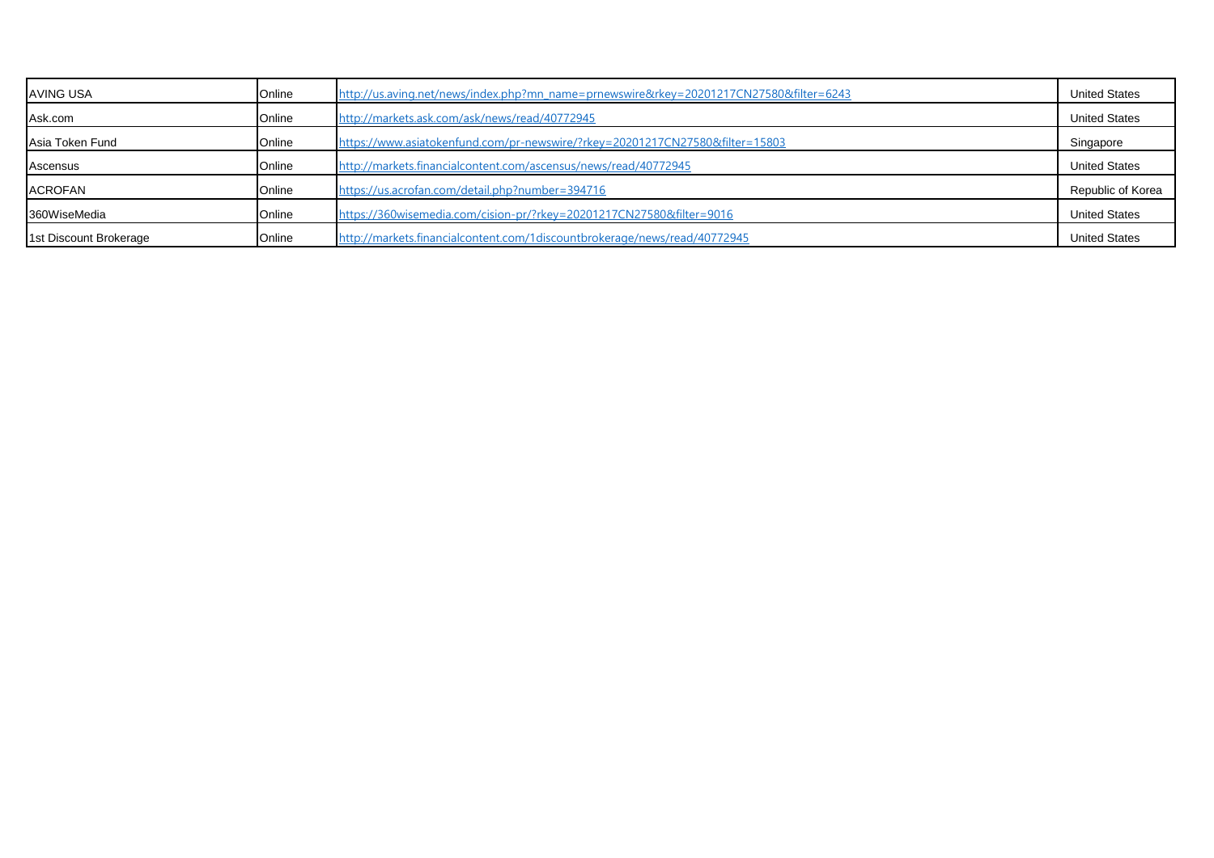| | | | |
|---|---|---|---|
| AVING USA | Online | http://us.aving.net/news/index.php?mn_name=prnewswire&rkey=20201217CN27580&filter=6243 | United States |
| Ask.com | Online | http://markets.ask.com/ask/news/read/40772945 | United States |
| Asia Token Fund | Online | https://www.asiatokenfund.com/pr-newswire/?rkey=20201217CN27580&filter=15803 | Singapore |
| Ascensus | Online | http://markets.financialcontent.com/ascensus/news/read/40772945 | United States |
| ACROFAN | Online | https://us.acrofan.com/detail.php?number=394716 | Republic of Korea |
| 360WiseMedia | Online | https://360wisemedia.com/cision-pr/?rkey=20201217CN27580&filter=9016 | United States |
| 1st Discount Brokerage | Online | http://markets.financialcontent.com/1discountbrokerage/news/read/40772945 | United States |